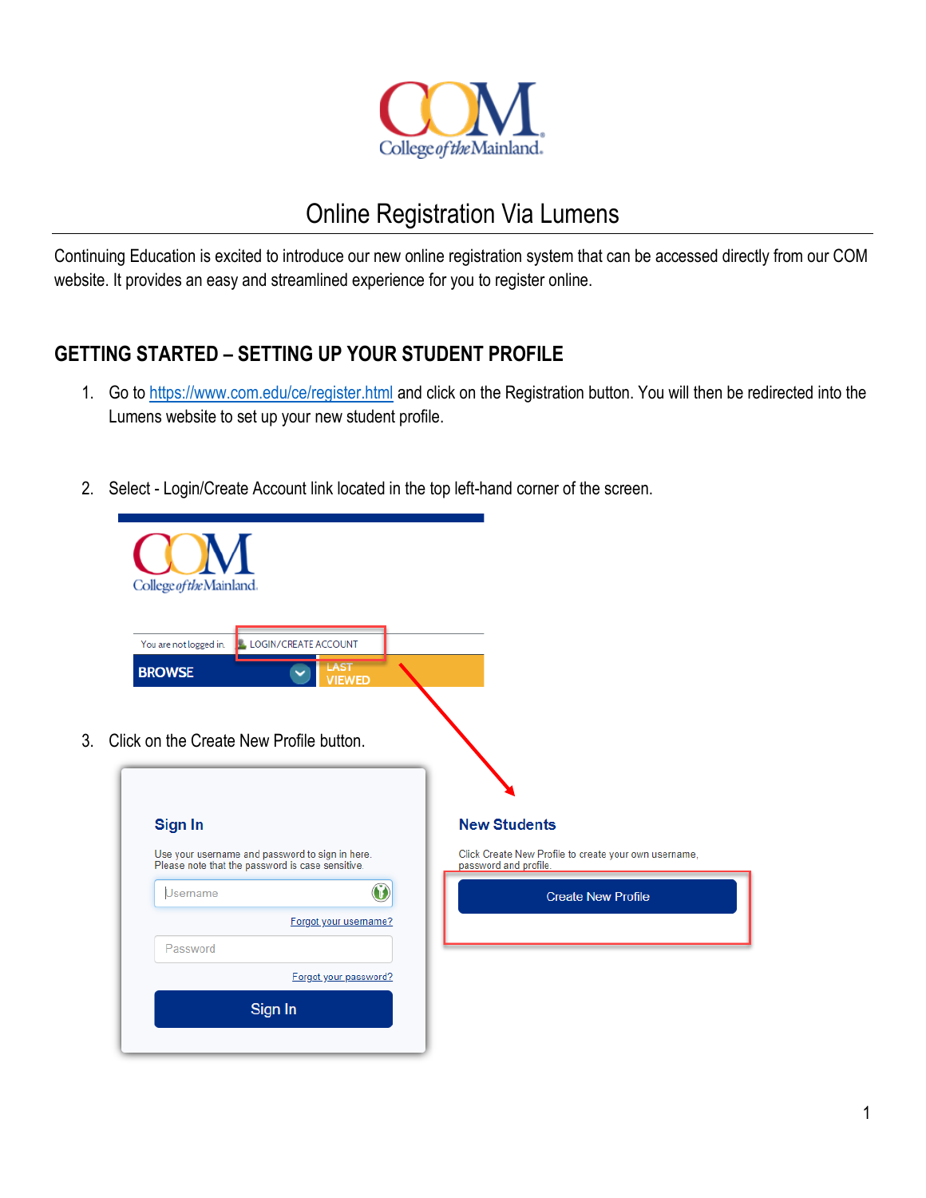# Online Registration Via Lumens

Continuing Education is excited to introduce our new online registration system that can be accessed directly from our COM website. It provides an easy and streamlined experience for you to register online.

## GETTING STARTED – SETTING UP YOUR STUDENT PROFILE

1. Go to https://www.com.edu/ce/register.html and click on the Registration button. You will then be redirected into the Lumens website to set up your new student profile.

2. Select - Login/Create Account link located in the top left-hand corner of the screen.

3. Click on the Create New Profile button.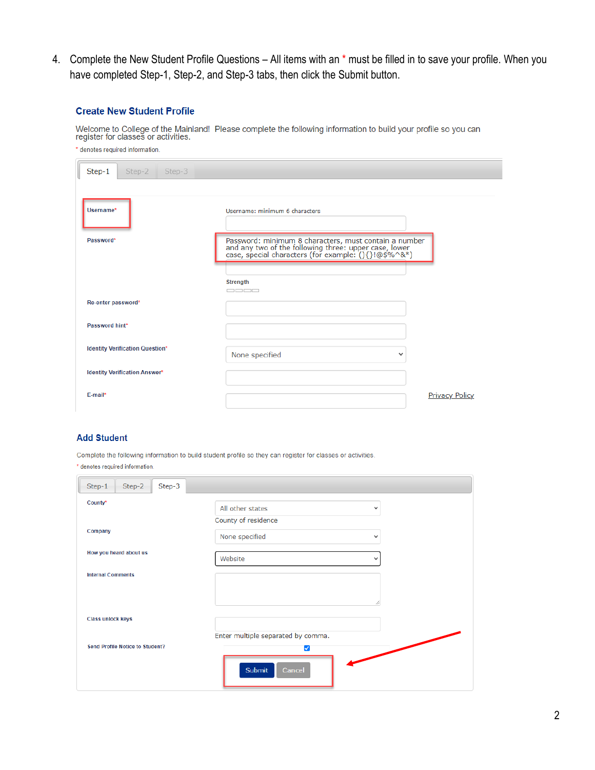4. Complete the New Student Profile Questions – All items with an * must be filled in to save your profile. When you have completed Step-1, Step-2, and Step-3 tabs, then click the Submit button.

## Create New Student Profile

Welcome to College of the Mainland! Please complete the following information to build your profile so you can register for classes or activities.

* denotes required information.

Step-1 | Step-2 | Step-3

| Field | Input |
| --- | --- |
| Username* | Username: minimum 6 characters |
| Password* | Password: minimum 8 characters, must contain a number and any two of the following three: upper case, lower case, special characters (for example: (){}!@$%^&*) Strength |
| Re-enter password* | |
| Password hint* | |
| Identity Verification Question* | None specified |
| Identity Verification Answer* | |
| E-mail* | Privacy Policy |

## Add Student

Complete the following information to build student profile so they can register for classes or activities.

* denotes required information.

Step-1 | Step-2 | Step-3

| Field | Input |
| --- | --- |
| County* | All other states County of residence |
| Company | None specified |
| How you heard about us | Website |
| Internal Comments | |
| Class unlock keys | Enter multiple separated by comma. |
| Send Profile Notice to Student? | ☑ |

Submit | Cancel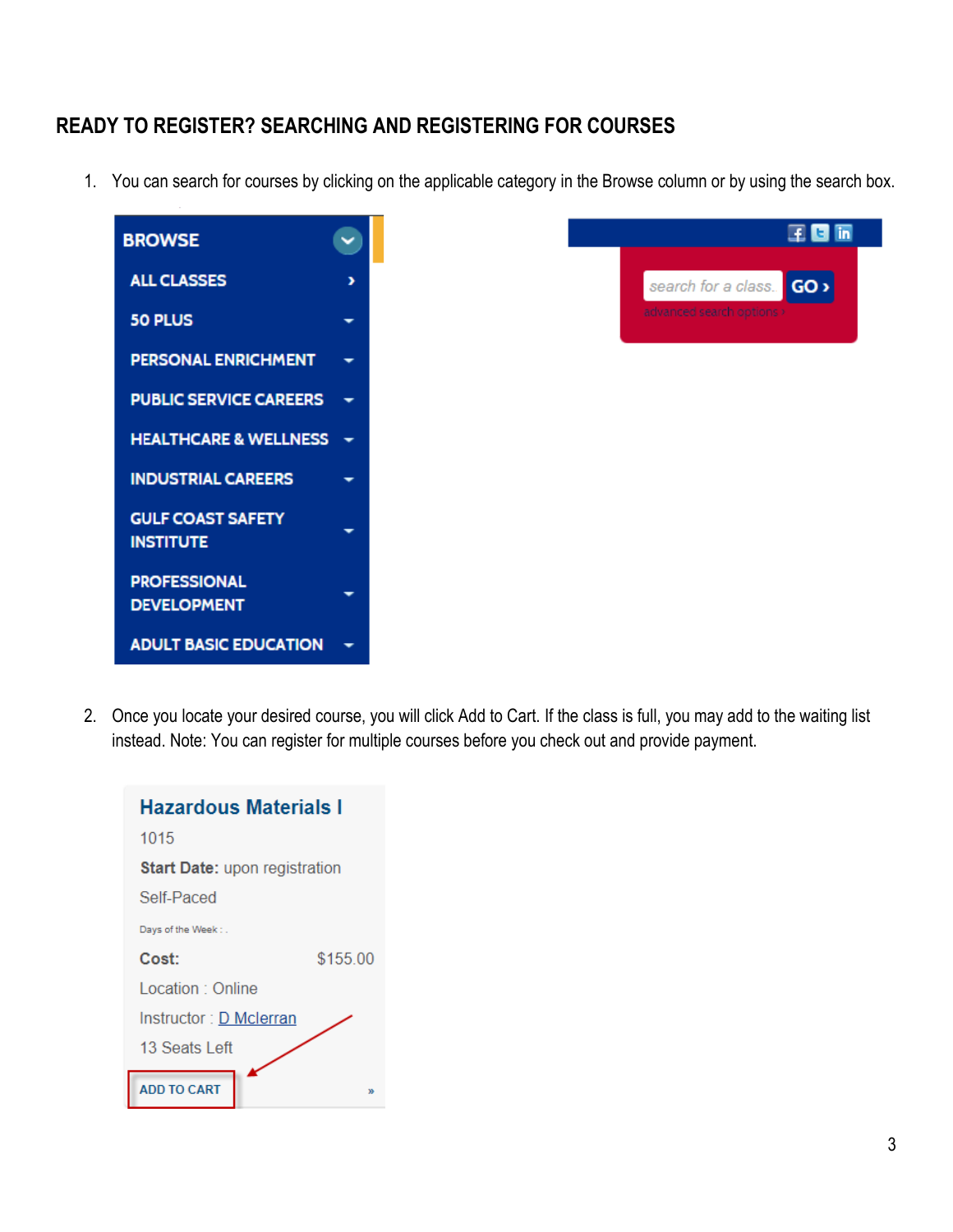## READY TO REGISTER? SEARCHING AND REGISTERING FOR COURSES

1. You can search for courses by clicking on the applicable category in the Browse column or by using the search box.

BROWSE
- ALL CLASSES
- 50 PLUS
- PERSONAL ENRICHMENT
- PUBLIC SERVICE CAREERS
- HEALTHCARE & WELLNESS
- INDUSTRIAL CAREERS
- GULF COAST SAFETY INSTITUTE
- PROFESSIONAL DEVELOPMENT
- ADULT BASIC EDUCATION

search for a class. GO ›
advanced search options ›

2. Once you locate your desired course, you will click Add to Cart. If the class is full, you may add to the waiting list instead. Note: You can register for multiple courses before you check out and provide payment.

**Hazardous Materials I**
1015
**Start Date:** upon registration
Self-Paced
Days of the Week : .
**Cost:** $155.00
Location : Online
Instructor : D Mclerran
13 Seats Left
ADD TO CART »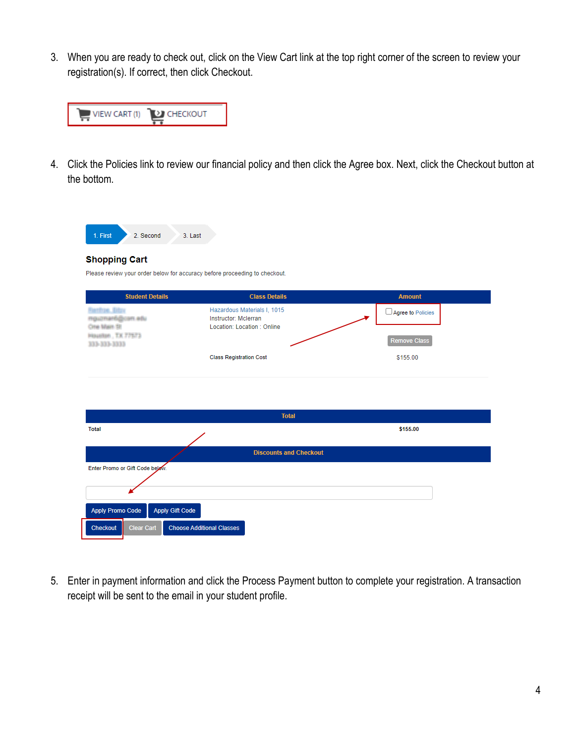3. When you are ready to check out, click on the View Cart link at the top right corner of the screen to review your registration(s). If correct, then click Checkout.

VIEW CART (1) CHECKOUT

4. Click the Policies link to review our financial policy and then click the Agree box. Next, click the Checkout button at the bottom.

1. First 2. Second 3. Last

**Shopping Cart**

Please review your order below for accuracy before proceeding to checkout.

| Student Details | Class Details | Amount |
|---|---|---|
| | Hazardous Materials I, 1015<br>Instructor: Mclerran<br>Location: Location : Online | Agree to Policies<br>Remove Class |
| | Class Registration Cost | $155.00 |

| Total | |
|---|---|
| Total | $155.00 |

**Discounts and Checkout**

Enter Promo or Gift Code below.

Apply Promo Code | Apply Gift Code

Checkout | Clear Cart | Choose Additional Classes

5. Enter in payment information and click the Process Payment button to complete your registration. A transaction receipt will be sent to the email in your student profile.